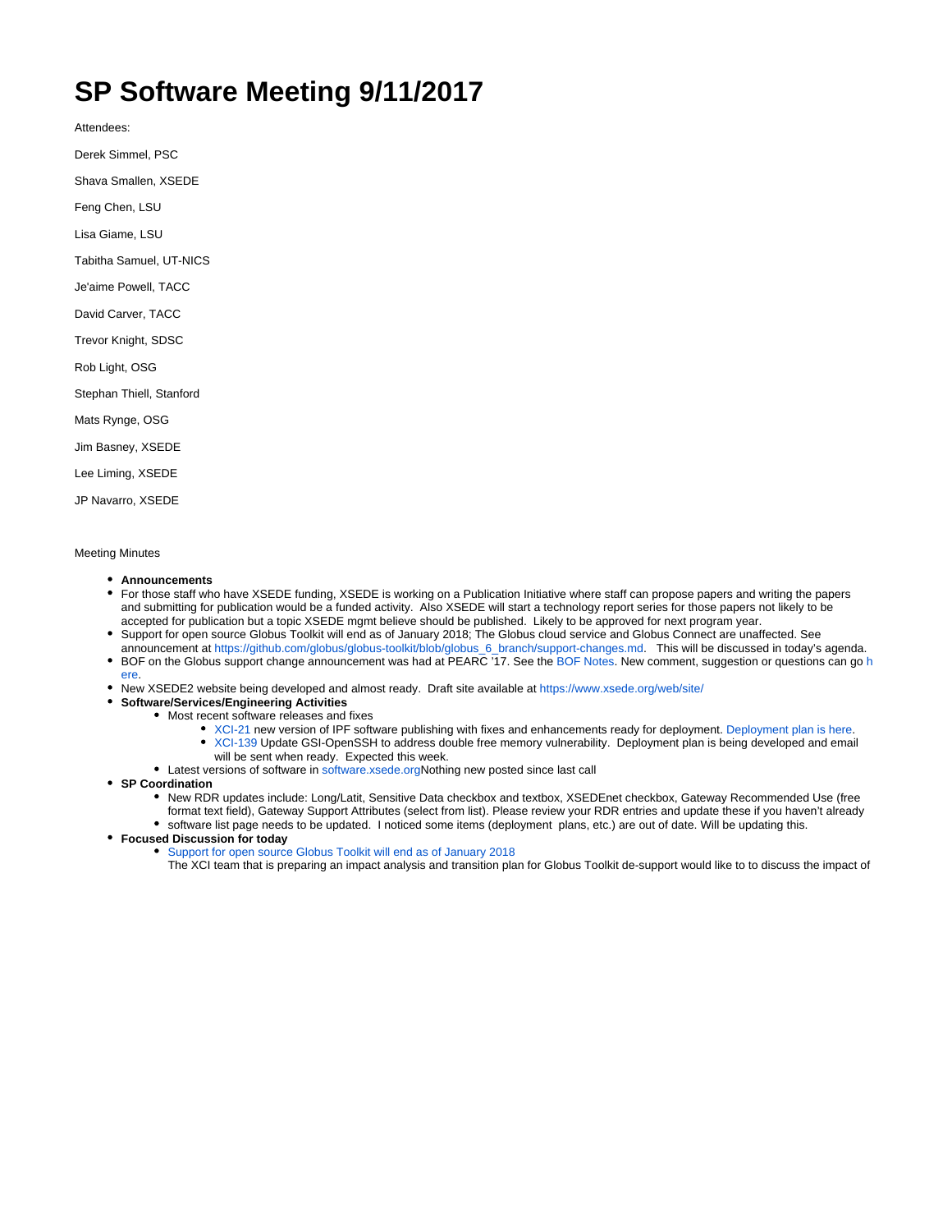# SP Software Meeting 9/11/2017

Attendees:

Derek Simmel, PSC

Shava Smallen, XSEDE

Feng Chen, LSU

Lisa Giame, LSU

Tabitha Samuel, UT-NICS

Je'aime Powell, TACC

David Carver, TACC

Trevor Knight, SDSC

Rob Light, OSG

Stephan Thiell, Stanford

Mats Rynge, OSG

Jim Basney, XSEDE

Lee Liming, XSEDE

JP Navarro, XSEDE

Meeting Minutes

- **Announcements**
- For those staff who have XSEDE funding, XSEDE is working on a Publication Initiative where staff can propose papers and writing the papers and submitting for publication would be a funded activity. Also XSEDE will start a technology report series for those papers not likely to be accepted for publication but a topic XSEDE mgmt believe should be published. Likely to be approved for next program year.
- Support for open source Globus Toolkit will end as of January 2018; The Globus cloud service and Globus Connect are unaffected. See announcement at https://github.com/globus/globus-toolkit/blob/globus_6_branch/support-changes.md. This will be discussed in today's agenda.
- BOF on the Globus support change announcement was had at PEARC '17. See the BOF Notes. New comment, suggestion or questions can go here.
- New XSEDE2 website being developed and almost ready. Draft site available at https://www.xsede.org/web/site/
- **Software/Services/Engineering Activities**
  - Most recent software releases and fixes
    - XCI-21 new version of IPF software publishing with fixes and enhancements ready for deployment. Deployment plan is here.
    - XCI-139 Update GSI-OpenSSH to address double free memory vulnerability. Deployment plan is being developed and email will be sent when ready. Expected this week.
  - Latest versions of software in software.xsede.orgNothing new posted since last call
- **SP Coordination**
  - New RDR updates include: Long/Latit, Sensitive Data checkbox and textbox, XSEDEnet checkbox, Gateway Recommended Use (free format text field), Gateway Support Attributes (select from list). Please review your RDR entries and update these if you haven't already
  - software list page needs to be updated. I noticed some items (deployment plans, etc.) are out of date. Will be updating this.
- **Focused Discussion for today**
  - Support for open source Globus Toolkit will end as of January 2018
    The XCI team that is preparing an impact analysis and transition plan for Globus Toolkit de-support would like to to discuss the impact of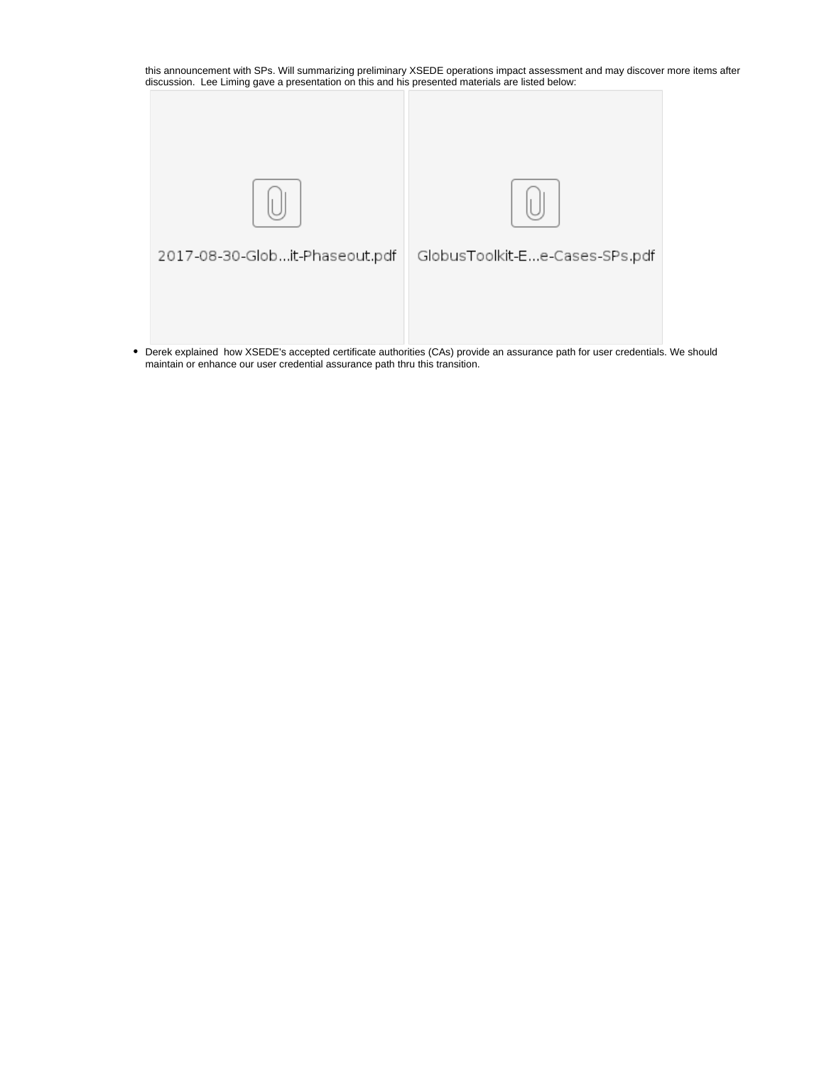this announcement with SPs. Will summarizing preliminary XSEDE operations impact assessment and may discover more items after discussion.  Lee Liming gave a presentation on this and his presented materials are listed below:

2017-08-30-Glob...it-Phaseout.pdf

GlobusToolkit-E...e-Cases-SPs.pdf

- Derek explained how XSEDE's accepted certificate authorities (CAs) provide an assurance path for user credentials. We should maintain or enhance our user credential assurance path thru this transition.